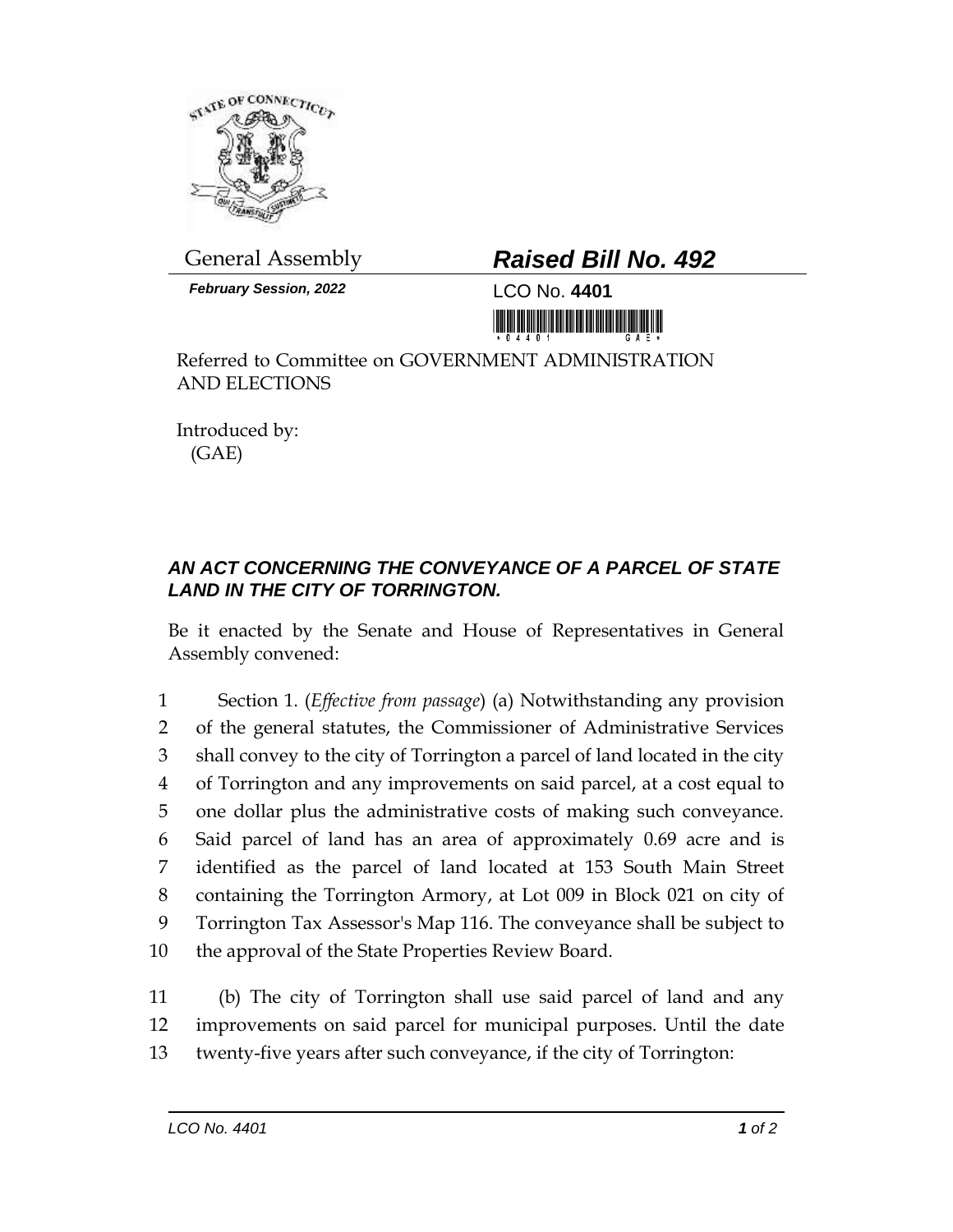General Assembly

**Raised Bill No. 492**

***February Session, 2022***

LCO No. **4401**

Referred to Committee on GOVERNMENT ADMINISTRATION AND ELECTIONS

Introduced by:
(GAE)

### *AN ACT CONCERNING THE CONVEYANCE OF A PARCEL OF STATE LAND IN THE CITY OF TORRINGTON.*

Be it enacted by the Senate and House of Representatives in General Assembly convened:

1 Section 1. (*Effective from passage*) (a) Notwithstanding any provision
2 of the general statutes, the Commissioner of Administrative Services
3 shall convey to the city of Torrington a parcel of land located in the city
4 of Torrington and any improvements on said parcel, at a cost equal to
5 one dollar plus the administrative costs of making such conveyance.
6 Said parcel of land has an area of approximately 0.69 acre and is
7 identified as the parcel of land located at 153 South Main Street
8 containing the Torrington Armory, at Lot 009 in Block 021 on city of
9 Torrington Tax Assessor's Map 116. The conveyance shall be subject to
10 the approval of the State Properties Review Board.

11 (b) The city of Torrington shall use said parcel of land and any
12 improvements on said parcel for municipal purposes. Until the date
13 twenty-five years after such conveyance, if the city of Torrington: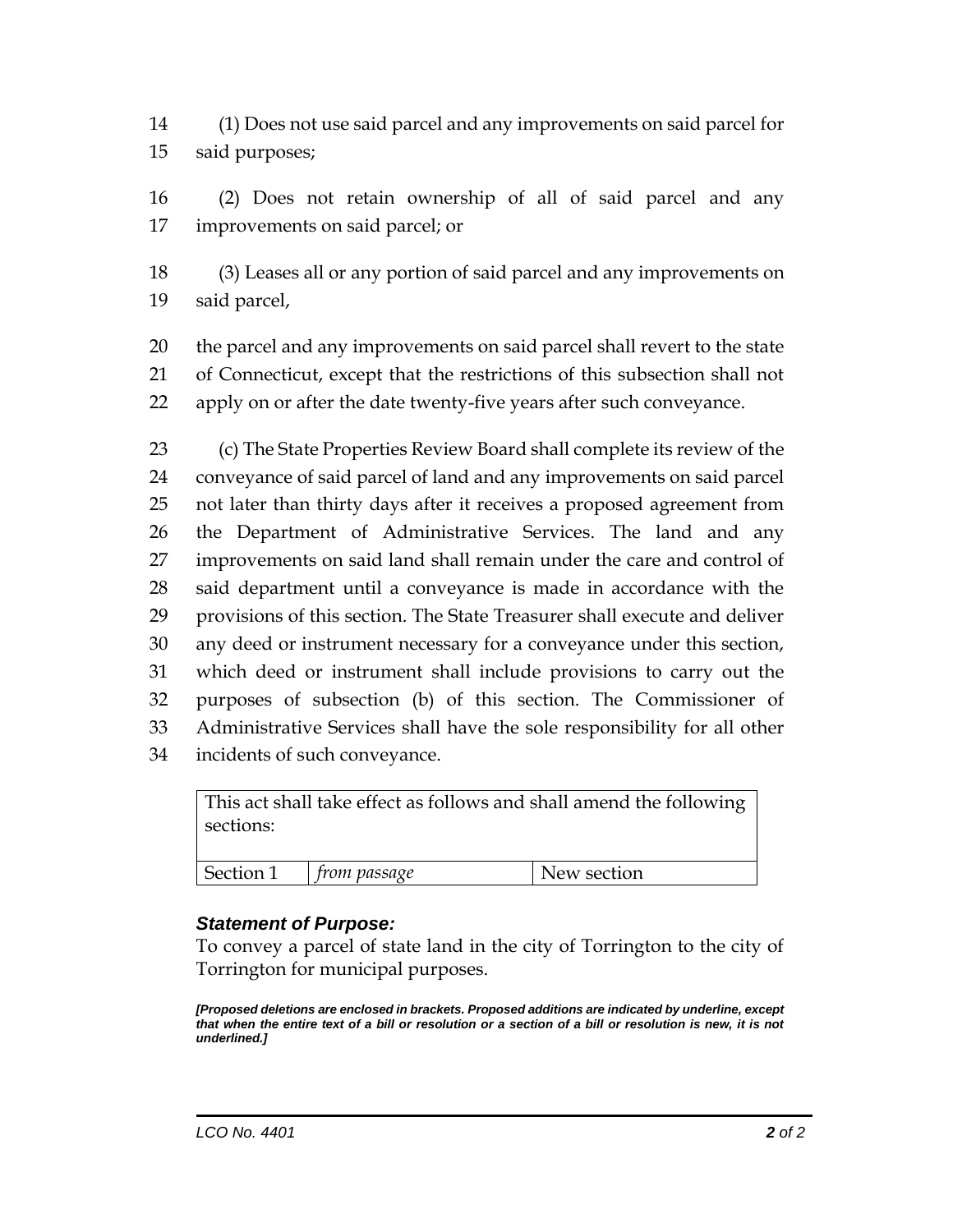(1) Does not use said parcel and any improvements on said parcel for said purposes;

(2) Does not retain ownership of all of said parcel and any improvements on said parcel; or

(3) Leases all or any portion of said parcel and any improvements on said parcel,

the parcel and any improvements on said parcel shall revert to the state of Connecticut, except that the restrictions of this subsection shall not apply on or after the date twenty-five years after such conveyance.

(c) The State Properties Review Board shall complete its review of the conveyance of said parcel of land and any improvements on said parcel not later than thirty days after it receives a proposed agreement from the Department of Administrative Services. The land and any improvements on said land shall remain under the care and control of said department until a conveyance is made in accordance with the provisions of this section. The State Treasurer shall execute and deliver any deed or instrument necessary for a conveyance under this section, which deed or instrument shall include provisions to carry out the purposes of subsection (b) of this section. The Commissioner of Administrative Services shall have the sole responsibility for all other incidents of such conveyance.

| This act shall take effect as follows and shall amend the following sections: | | |
|---|---|---|
| Section 1 | *from passage* | New section |

### *Statement of Purpose:*

To convey a parcel of state land in the city of Torrington to the city of Torrington for municipal purposes.

***[Proposed deletions are enclosed in brackets. Proposed additions are indicated by underline, except that when the entire text of a bill or resolution or a section of a bill or resolution is new, it is not underlined.]***

*LCO No. 4401*